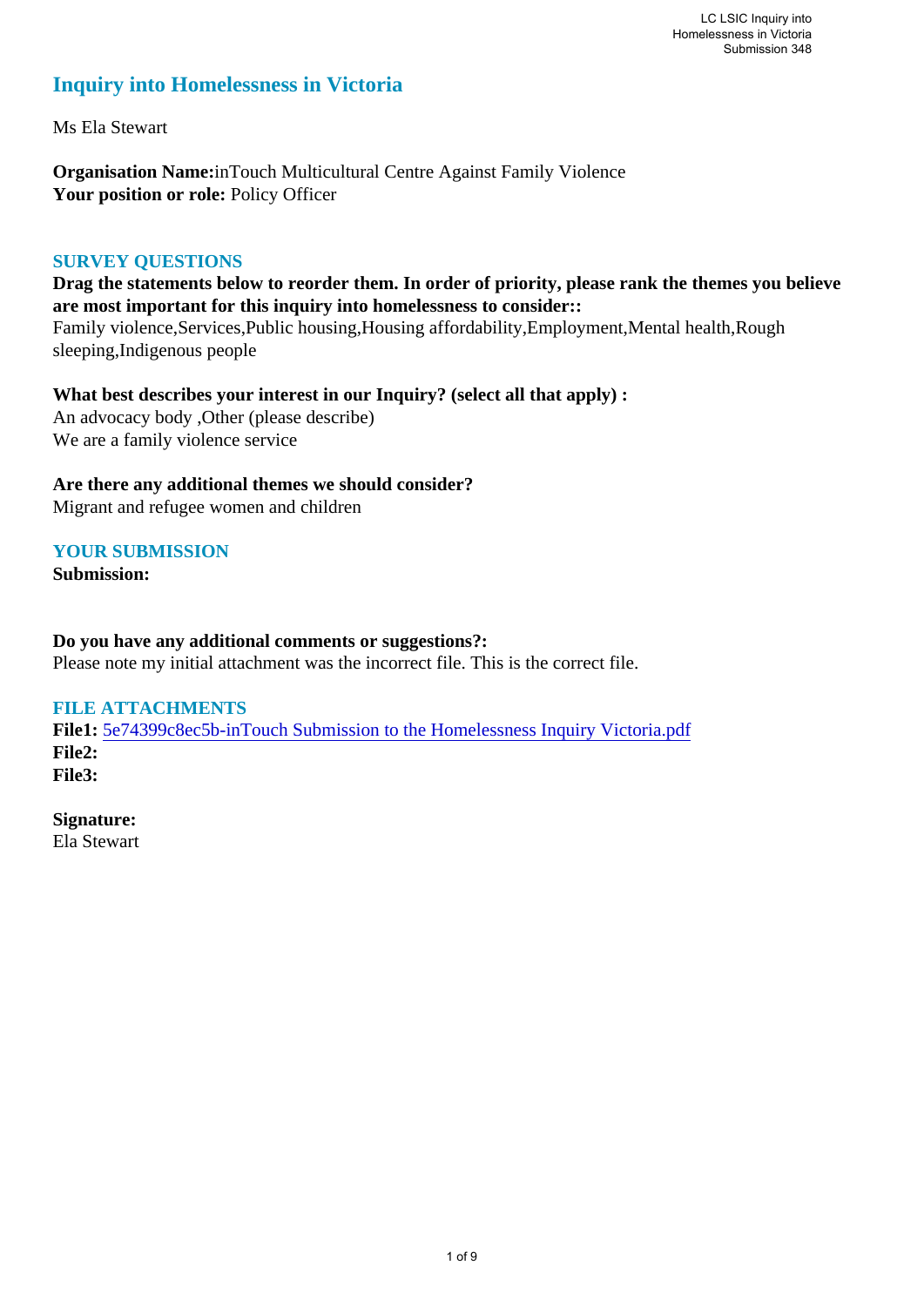# Inquiry into Homelessness in Victoria

Ms Ela Stewart

**Organisation Name:** inTouch Multicultural Centre Against Family Violence
**Your position or role:** Policy Officer

## SURVEY QUESTIONS

**Drag the statements below to reorder them. In order of priority, please rank the themes you believe are most important for this inquiry into homelessness to consider::**
Family violence,Services,Public housing,Housing affordability,Employment,Mental health,Rough sleeping,Indigenous people

**What best describes your interest in our Inquiry? (select all that apply) :**
An advocacy body ,Other (please describe)
We are a family violence service

**Are there any additional themes we should consider?**
Migrant and refugee women and children

## YOUR SUBMISSION

**Submission:**

**Do you have any additional comments or suggestions?:**
Please note my initial attachment was the incorrect file. This is the correct file.

## FILE ATTACHMENTS

**File1:** 5e74399c8ec5b-inTouch Submission to the Homelessness Inquiry Victoria.pdf
**File2:**
**File3:**

**Signature:**
Ela Stewart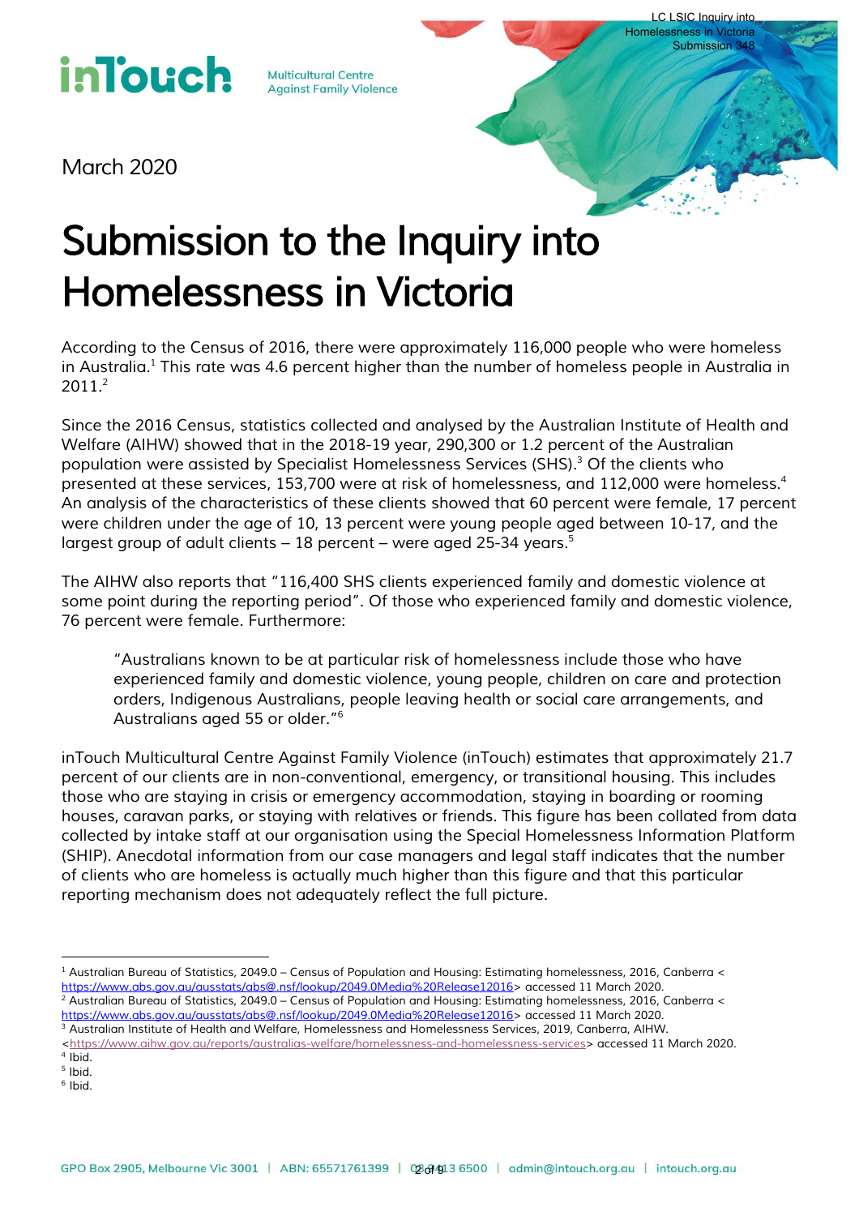March 2020

# Submission to the Inquiry into Homelessness in Victoria

According to the Census of 2016, there were approximately 116,000 people who were homeless in Australia.[1] This rate was 4.6 percent higher than the number of homeless people in Australia in 2011.[2]

Since the 2016 Census, statistics collected and analysed by the Australian Institute of Health and Welfare (AIHW) showed that in the 2018-19 year, 290,300 or 1.2 percent of the Australian population were assisted by Specialist Homelessness Services (SHS).[3] Of the clients who presented at these services, 153,700 were at risk of homelessness, and 112,000 were homeless.[4] An analysis of the characteristics of these clients showed that 60 percent were female, 17 percent were children under the age of 10, 13 percent were young people aged between 10-17, and the largest group of adult clients – 18 percent – were aged 25-34 years.[5]

The AIHW also reports that "116,400 SHS clients experienced family and domestic violence at some point during the reporting period". Of those who experienced family and domestic violence, 76 percent were female. Furthermore:

> "Australians known to be at particular risk of homelessness include those who have experienced family and domestic violence, young people, children on care and protection orders, Indigenous Australians, people leaving health or social care arrangements, and Australians aged 55 or older."[6]

inTouch Multicultural Centre Against Family Violence (inTouch) estimates that approximately 21.7 percent of our clients are in non-conventional, emergency, or transitional housing. This includes those who are staying in crisis or emergency accommodation, staying in boarding or rooming houses, caravan parks, or staying with relatives or friends. This figure has been collated from data collected by intake staff at our organisation using the Special Homelessness Information Platform (SHIP). Anecdotal information from our case managers and legal staff indicates that the number of clients who are homeless is actually much higher than this figure and that this particular reporting mechanism does not adequately reflect the full picture.

---

[1] Australian Bureau of Statistics, 2049.0 – Census of Population and Housing: Estimating homelessness, 2016, Canberra <https://www.abs.gov.au/ausstats/abs@.nsf/lookup/2049.0Media%20Release12016> accessed 11 March 2020.
[2] Australian Bureau of Statistics, 2049.0 – Census of Population and Housing: Estimating homelessness, 2016, Canberra <https://www.abs.gov.au/ausstats/abs@.nsf/lookup/2049.0Media%20Release12016> accessed 11 March 2020.
[3] Australian Institute of Health and Welfare, Homelessness and Homelessness Services, 2019, Canberra, AIHW. <https://www.aihw.gov.au/reports/australias-welfare/homelessness-and-homelessness-services> accessed 11 March 2020.
[4] Ibid.
[5] Ibid.
[6] Ibid.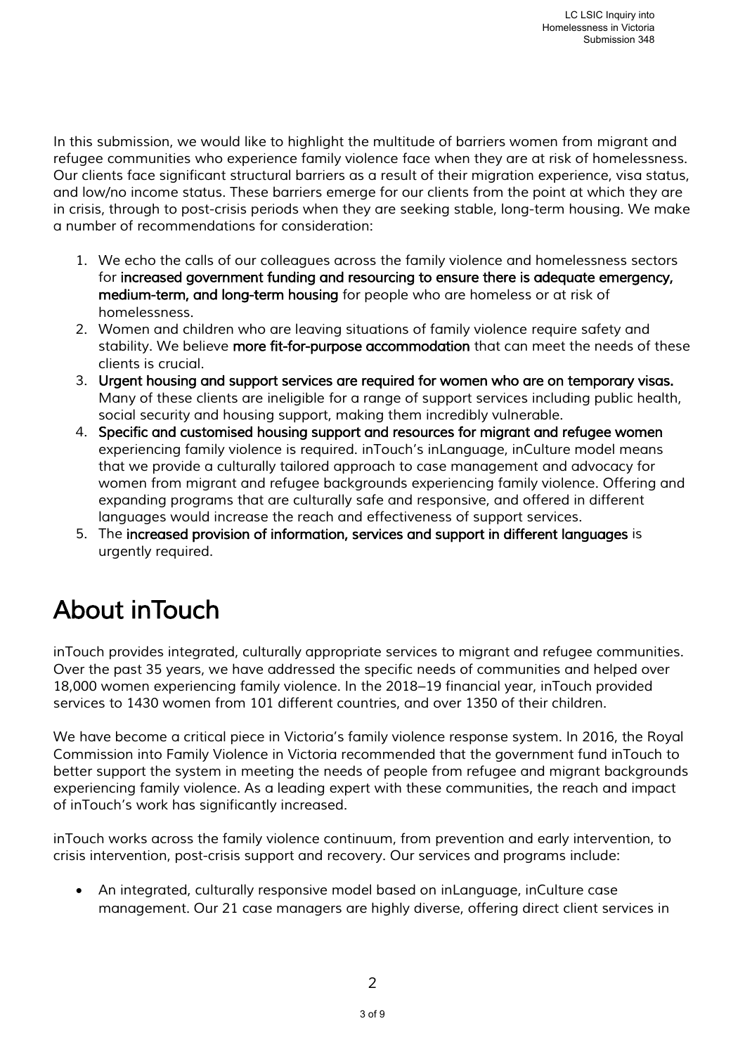In this submission, we would like to highlight the multitude of barriers women from migrant and refugee communities who experience family violence face when they are at risk of homelessness. Our clients face significant structural barriers as a result of their migration experience, visa status, and low/no income status. These barriers emerge for our clients from the point at which they are in crisis, through to post-crisis periods when they are seeking stable, long-term housing. We make a number of recommendations for consideration:

1. We echo the calls of our colleagues across the family violence and homelessness sectors for **increased government funding and resourcing to ensure there is adequate emergency, medium-term, and long-term housing** for people who are homeless or at risk of homelessness.
2. Women and children who are leaving situations of family violence require safety and stability. We believe **more fit-for-purpose accommodation** that can meet the needs of these clients is crucial.
3. **Urgent housing and support services are required for women who are on temporary visas.** Many of these clients are ineligible for a range of support services including public health, social security and housing support, making them incredibly vulnerable.
4. **Specific and customised housing support and resources for migrant and refugee women** experiencing family violence is required. inTouch's inLanguage, inCulture model means that we provide a culturally tailored approach to case management and advocacy for women from migrant and refugee backgrounds experiencing family violence. Offering and expanding programs that are culturally safe and responsive, and offered in different languages would increase the reach and effectiveness of support services.
5. The **increased provision of information, services and support in different languages** is urgently required.

# About inTouch

inTouch provides integrated, culturally appropriate services to migrant and refugee communities. Over the past 35 years, we have addressed the specific needs of communities and helped over 18,000 women experiencing family violence. In the 2018–19 financial year, inTouch provided services to 1430 women from 101 different countries, and over 1350 of their children.

We have become a critical piece in Victoria's family violence response system. In 2016, the Royal Commission into Family Violence in Victoria recommended that the government fund inTouch to better support the system in meeting the needs of people from refugee and migrant backgrounds experiencing family violence. As a leading expert with these communities, the reach and impact of inTouch's work has significantly increased.

inTouch works across the family violence continuum, from prevention and early intervention, to crisis intervention, post-crisis support and recovery. Our services and programs include:

- An integrated, culturally responsive model based on inLanguage, inCulture case management. Our 21 case managers are highly diverse, offering direct client services in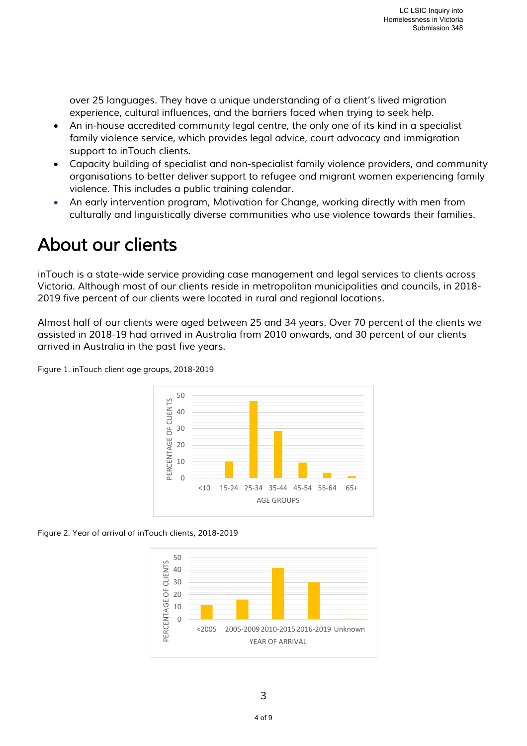over 25 languages. They have a unique understanding of a client's lived migration experience, cultural influences, and the barriers faced when trying to seek help.

- An in-house accredited community legal centre, the only one of its kind in a specialist family violence service, which provides legal advice, court advocacy and immigration support to inTouch clients.
- Capacity building of specialist and non-specialist family violence providers, and community organisations to better deliver support to refugee and migrant women experiencing family violence. This includes a public training calendar.
- An early intervention program, Motivation for Change, working directly with men from culturally and linguistically diverse communities who use violence towards their families.

# About our clients

inTouch is a state-wide service providing case management and legal services to clients across Victoria. Although most of our clients reside in metropolitan municipalities and councils, in 2018-2019 five percent of our clients were located in rural and regional locations.

Almost half of our clients were aged between 25 and 34 years. Over 70 percent of the clients we assisted in 2018-19 had arrived in Australia from 2010 onwards, and 30 percent of our clients arrived in Australia in the past five years.

Figure 1. inTouch client age groups, 2018-2019

Figure 2. Year of arrival of inTouch clients, 2018-2019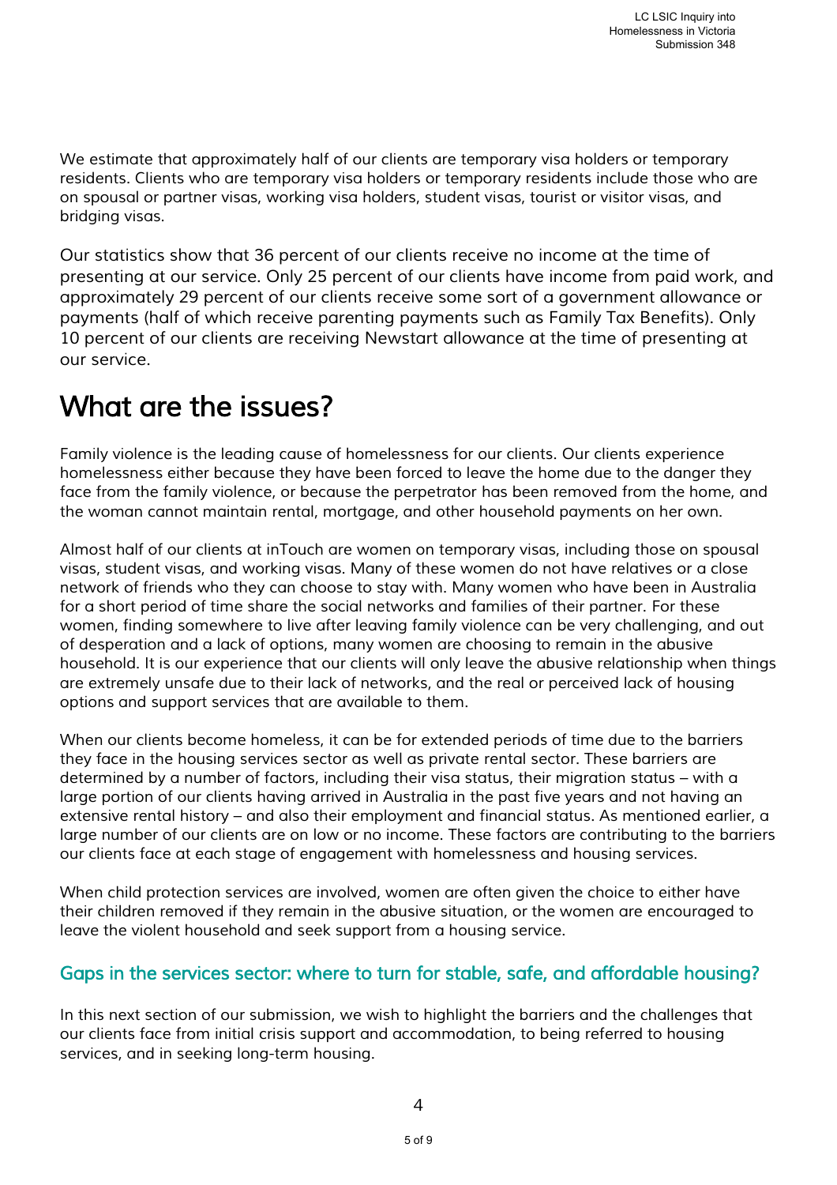We estimate that approximately half of our clients are temporary visa holders or temporary residents. Clients who are temporary visa holders or temporary residents include those who are on spousal or partner visas, working visa holders, student visas, tourist or visitor visas, and bridging visas.

Our statistics show that 36 percent of our clients receive no income at the time of presenting at our service. Only 25 percent of our clients have income from paid work, and approximately 29 percent of our clients receive some sort of a government allowance or payments (half of which receive parenting payments such as Family Tax Benefits). Only 10 percent of our clients are receiving Newstart allowance at the time of presenting at our service.

# What are the issues?

Family violence is the leading cause of homelessness for our clients. Our clients experience homelessness either because they have been forced to leave the home due to the danger they face from the family violence, or because the perpetrator has been removed from the home, and the woman cannot maintain rental, mortgage, and other household payments on her own.

Almost half of our clients at inTouch are women on temporary visas, including those on spousal visas, student visas, and working visas. Many of these women do not have relatives or a close network of friends who they can choose to stay with. Many women who have been in Australia for a short period of time share the social networks and families of their partner. For these women, finding somewhere to live after leaving family violence can be very challenging, and out of desperation and a lack of options, many women are choosing to remain in the abusive household. It is our experience that our clients will only leave the abusive relationship when things are extremely unsafe due to their lack of networks, and the real or perceived lack of housing options and support services that are available to them.

When our clients become homeless, it can be for extended periods of time due to the barriers they face in the housing services sector as well as private rental sector. These barriers are determined by a number of factors, including their visa status, their migration status – with a large portion of our clients having arrived in Australia in the past five years and not having an extensive rental history – and also their employment and financial status. As mentioned earlier, a large number of our clients are on low or no income. These factors are contributing to the barriers our clients face at each stage of engagement with homelessness and housing services.

When child protection services are involved, women are often given the choice to either have their children removed if they remain in the abusive situation, or the women are encouraged to leave the violent household and seek support from a housing service.

## Gaps in the services sector: where to turn for stable, safe, and affordable housing?

In this next section of our submission, we wish to highlight the barriers and the challenges that our clients face from initial crisis support and accommodation, to being referred to housing services, and in seeking long-term housing.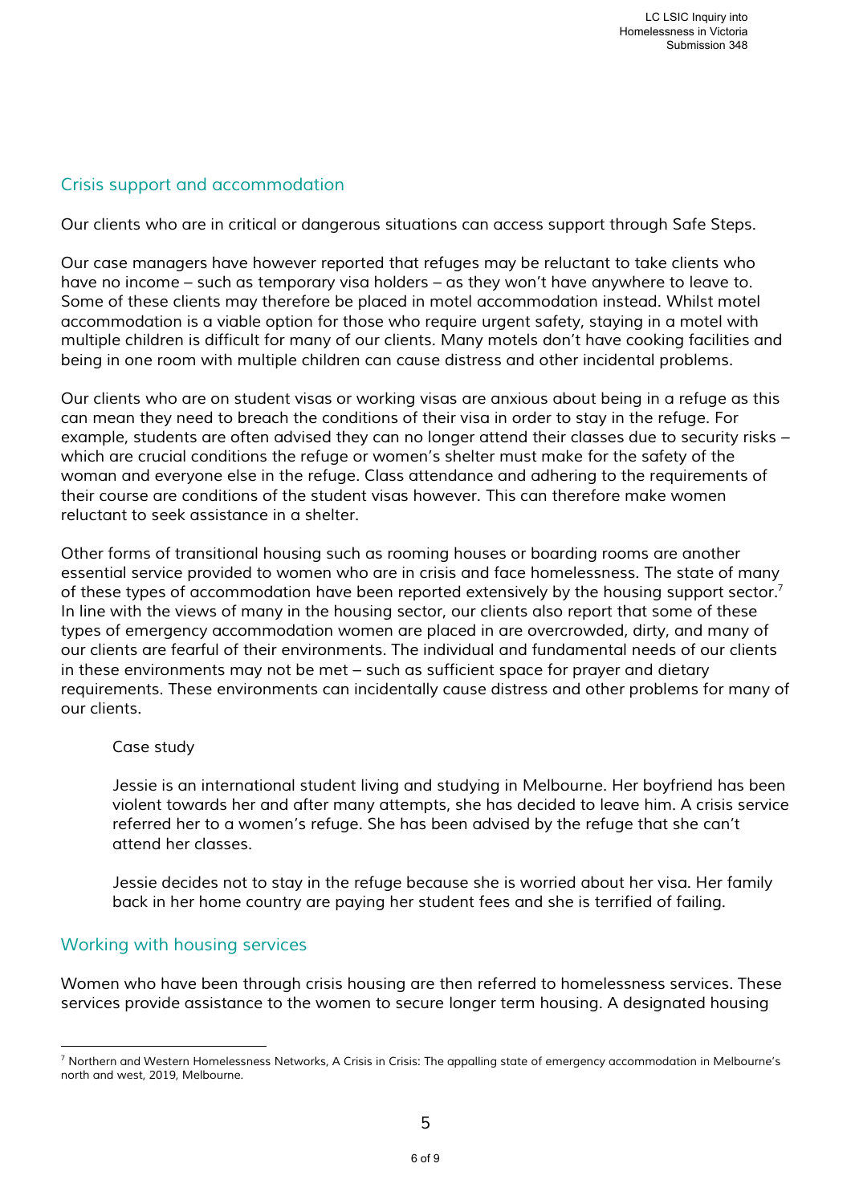## Crisis support and accommodation

Our clients who are in critical or dangerous situations can access support through Safe Steps.

Our case managers have however reported that refuges may be reluctant to take clients who have no income – such as temporary visa holders – as they won't have anywhere to leave to. Some of these clients may therefore be placed in motel accommodation instead. Whilst motel accommodation is a viable option for those who require urgent safety, staying in a motel with multiple children is difficult for many of our clients. Many motels don't have cooking facilities and being in one room with multiple children can cause distress and other incidental problems.

Our clients who are on student visas or working visas are anxious about being in a refuge as this can mean they need to breach the conditions of their visa in order to stay in the refuge. For example, students are often advised they can no longer attend their classes due to security risks – which are crucial conditions the refuge or women's shelter must make for the safety of the woman and everyone else in the refuge. Class attendance and adhering to the requirements of their course are conditions of the student visas however. This can therefore make women reluctant to seek assistance in a shelter.

Other forms of transitional housing such as rooming houses or boarding rooms are another essential service provided to women who are in crisis and face homelessness. The state of many of these types of accommodation have been reported extensively by the housing support sector.[7] In line with the views of many in the housing sector, our clients also report that some of these types of emergency accommodation women are placed in are overcrowded, dirty, and many of our clients are fearful of their environments. The individual and fundamental needs of our clients in these environments may not be met – such as sufficient space for prayer and dietary requirements. These environments can incidentally cause distress and other problems for many of our clients.

> Case study
>
> Jessie is an international student living and studying in Melbourne. Her boyfriend has been violent towards her and after many attempts, she has decided to leave him. A crisis service referred her to a women's refuge. She has been advised by the refuge that she can't attend her classes.
>
> Jessie decides not to stay in the refuge because she is worried about her visa. Her family back in her home country are paying her student fees and she is terrified of failing.

## Working with housing services

Women who have been through crisis housing are then referred to homelessness services. These services provide assistance to the women to secure longer term housing. A designated housing

---

[7] Northern and Western Homelessness Networks, A Crisis in Crisis: The appalling state of emergency accommodation in Melbourne's north and west, 2019, Melbourne.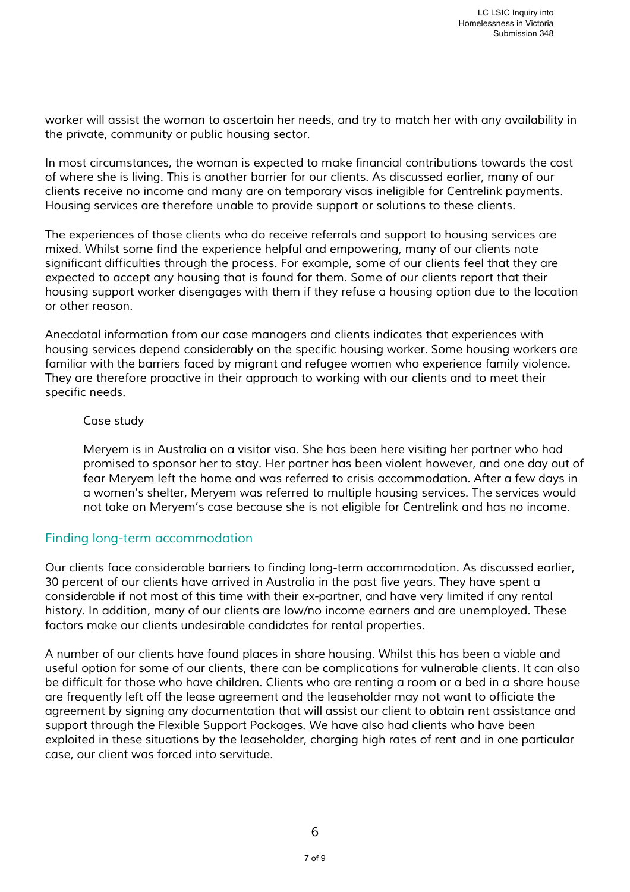worker will assist the woman to ascertain her needs, and try to match her with any availability in the private, community or public housing sector.

In most circumstances, the woman is expected to make financial contributions towards the cost of where she is living. This is another barrier for our clients. As discussed earlier, many of our clients receive no income and many are on temporary visas ineligible for Centrelink payments. Housing services are therefore unable to provide support or solutions to these clients.

The experiences of those clients who do receive referrals and support to housing services are mixed. Whilst some find the experience helpful and empowering, many of our clients note significant difficulties through the process. For example, some of our clients feel that they are expected to accept any housing that is found for them. Some of our clients report that their housing support worker disengages with them if they refuse a housing option due to the location or other reason.

Anecdotal information from our case managers and clients indicates that experiences with housing services depend considerably on the specific housing worker. Some housing workers are familiar with the barriers faced by migrant and refugee women who experience family violence. They are therefore proactive in their approach to working with our clients and to meet their specific needs.

> Case study
>
> Meryem is in Australia on a visitor visa. She has been here visiting her partner who had promised to sponsor her to stay. Her partner has been violent however, and one day out of fear Meryem left the home and was referred to crisis accommodation. After a few days in a women's shelter, Meryem was referred to multiple housing services. The services would not take on Meryem's case because she is not eligible for Centrelink and has no income.

## Finding long-term accommodation

Our clients face considerable barriers to finding long-term accommodation. As discussed earlier, 30 percent of our clients have arrived in Australia in the past five years. They have spent a considerable if not most of this time with their ex-partner, and have very limited if any rental history. In addition, many of our clients are low/no income earners and are unemployed. These factors make our clients undesirable candidates for rental properties.

A number of our clients have found places in share housing. Whilst this has been a viable and useful option for some of our clients, there can be complications for vulnerable clients. It can also be difficult for those who have children. Clients who are renting a room or a bed in a share house are frequently left off the lease agreement and the leaseholder may not want to officiate the agreement by signing any documentation that will assist our client to obtain rent assistance and support through the Flexible Support Packages. We have also had clients who have been exploited in these situations by the leaseholder, charging high rates of rent and in one particular case, our client was forced into servitude.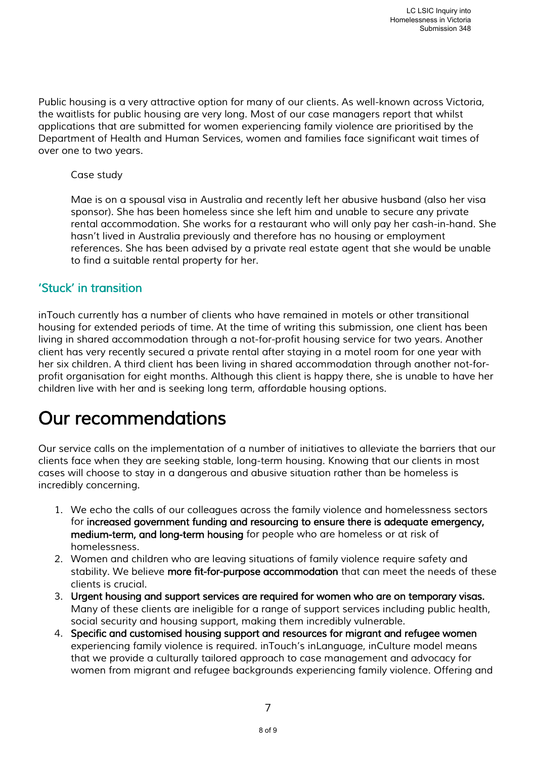Public housing is a very attractive option for many of our clients. As well-known across Victoria, the waitlists for public housing are very long. Most of our case managers report that whilst applications that are submitted for women experiencing family violence are prioritised by the Department of Health and Human Services, women and families face significant wait times of over one to two years.

> Case study
>
> Mae is on a spousal visa in Australia and recently left her abusive husband (also her visa sponsor). She has been homeless since she left him and unable to secure any private rental accommodation. She works for a restaurant who will only pay her cash-in-hand. She hasn't lived in Australia previously and therefore has no housing or employment references. She has been advised by a private real estate agent that she would be unable to find a suitable rental property for her.

## 'Stuck' in transition

inTouch currently has a number of clients who have remained in motels or other transitional housing for extended periods of time. At the time of writing this submission, one client has been living in shared accommodation through a not-for-profit housing service for two years. Another client has very recently secured a private rental after staying in a motel room for one year with her six children. A third client has been living in shared accommodation through another not-for-profit organisation for eight months. Although this client is happy there, she is unable to have her children live with her and is seeking long term, affordable housing options.

# Our recommendations

Our service calls on the implementation of a number of initiatives to alleviate the barriers that our clients face when they are seeking stable, long-term housing. Knowing that our clients in most cases will choose to stay in a dangerous and abusive situation rather than be homeless is incredibly concerning.

1. We echo the calls of our colleagues across the family violence and homelessness sectors for **increased government funding and resourcing to ensure there is adequate emergency, medium-term, and long-term housing** for people who are homeless or at risk of homelessness.
2. Women and children who are leaving situations of family violence require safety and stability. We believe **more fit-for-purpose accommodation** that can meet the needs of these clients is crucial.
3. **Urgent housing and support services are required for women who are on temporary visas.** Many of these clients are ineligible for a range of support services including public health, social security and housing support, making them incredibly vulnerable.
4. **Specific and customised housing support and resources for migrant and refugee women** experiencing family violence is required. inTouch's inLanguage, inCulture model means that we provide a culturally tailored approach to case management and advocacy for women from migrant and refugee backgrounds experiencing family violence. Offering and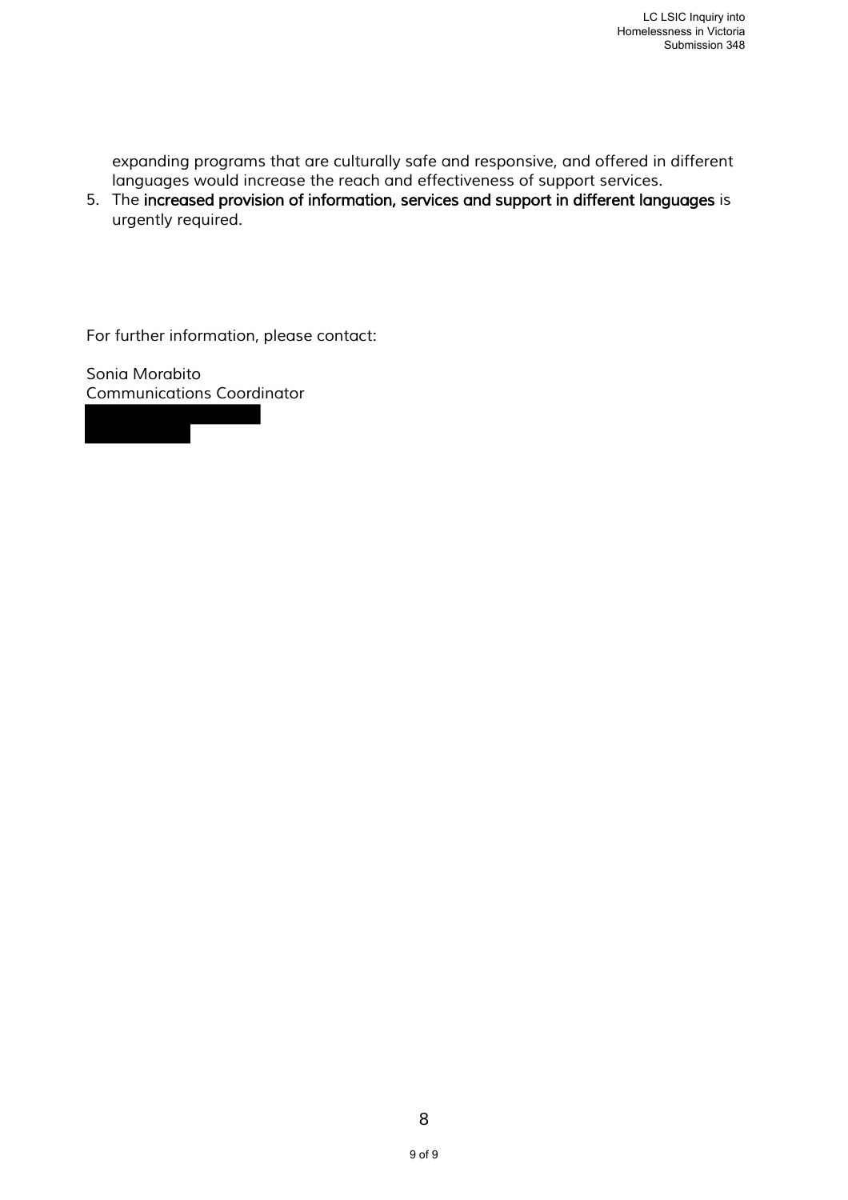expanding programs that are culturally safe and responsive, and offered in different languages would increase the reach and effectiveness of support services.

5. The **increased provision of information, services and support in different languages** is urgently required.

For further information, please contact:

Sonia Morabito
Communications Coordinator